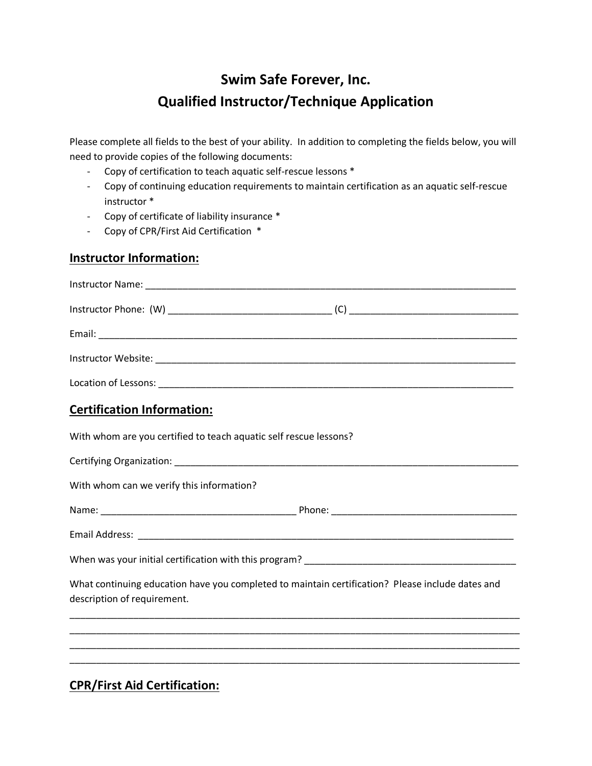# Swim Safe Forever, Inc.
# Qualified Instructor/Technique Application

Please complete all fields to the best of your ability. In addition to completing the fields below, you will need to provide copies of the following documents:

- Copy of certification to teach aquatic self-rescue lessons *
- Copy of continuing education requirements to maintain certification as an aquatic self-rescue instructor *
- Copy of certificate of liability insurance *
- Copy of CPR/First Aid Certification *

## Instructor Information:

Instructor Name: ___________________________________________________________________________

Instructor Phone: (W) _______________________________ (C) _________________________________

Email: _____________________________________________________________________________________

Instructor Website: __________________________________________________________________________

Location of Lessons: _________________________________________________________________________

## Certification Information:

With whom are you certified to teach aquatic self rescue lessons?

Certifying Organization: ______________________________________________________________________

With whom can we verify this information?

Name: _____________________________________ Phone: ___________________________________

Email Address: ______________________________________________________________________________

When was your initial certification with this program? _________________________________________

What continuing education have you completed to maintain certification? Please include dates and description of requirement.

___________________________________________________________________________________________
___________________________________________________________________________________________
___________________________________________________________________________________________
___________________________________________________________________________________________

## CPR/First Aid Certification: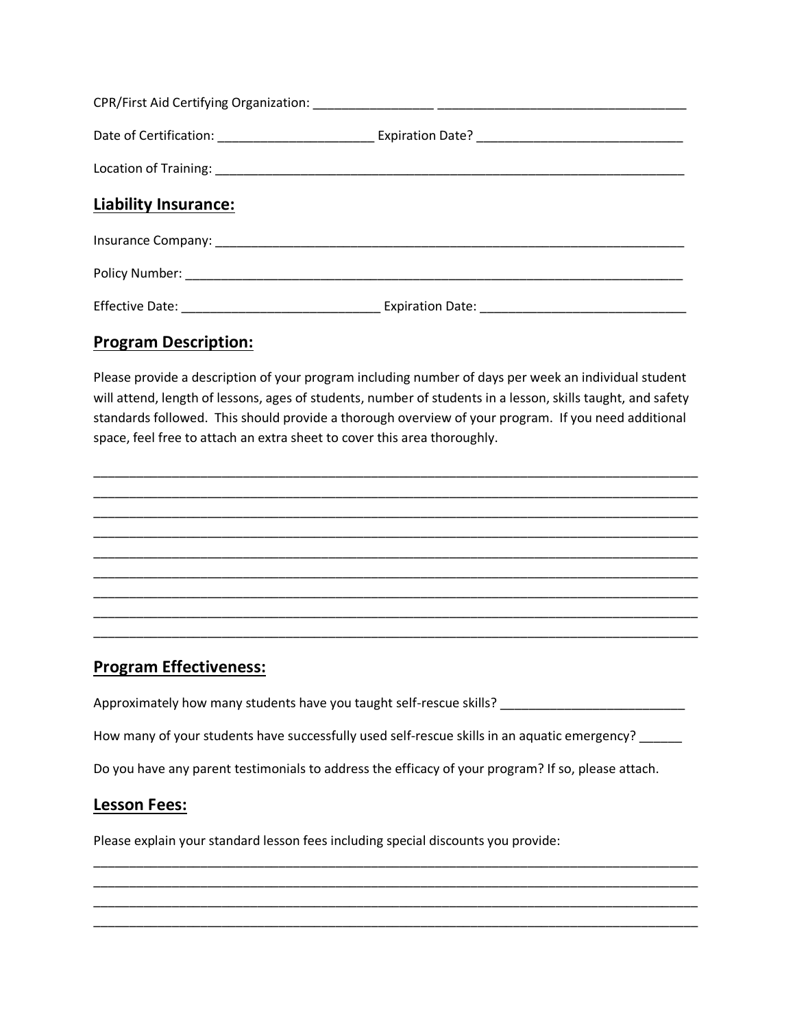CPR/First Aid Certifying Organization: _________________ ___________________________________

Date of Certification: ______________________ Expiration Date? _____________________________

Location of Training: _____________________________________________________________________

## Liability Insurance:

Insurance Company: ______________________________________________________________________

Policy Number: __________________________________________________________________________

Effective Date: ____________________________ Expiration Date: _____________________________

## Program Description:

Please provide a description of your program including number of days per week an individual student will attend, length of lessons, ages of students, number of students in a lesson, skills taught, and safety standards followed. This should provide a thorough overview of your program. If you need additional space, feel free to attach an extra sheet to cover this area thoroughly.

_________________________________________________________________________________________

_________________________________________________________________________________________

_________________________________________________________________________________________

_________________________________________________________________________________________

_________________________________________________________________________________________

_________________________________________________________________________________________

_________________________________________________________________________________________

_________________________________________________________________________________________

_________________________________________________________________________________________

## Program Effectiveness:

Approximately how many students have you taught self-rescue skills? _________________________

How many of your students have successfully used self-rescue skills in an aquatic emergency? ______

Do you have any parent testimonials to address the efficacy of your program? If so, please attach.

## Lesson Fees:

Please explain your standard lesson fees including special discounts you provide:

_________________________________________________________________________________________

_________________________________________________________________________________________

_________________________________________________________________________________________

_________________________________________________________________________________________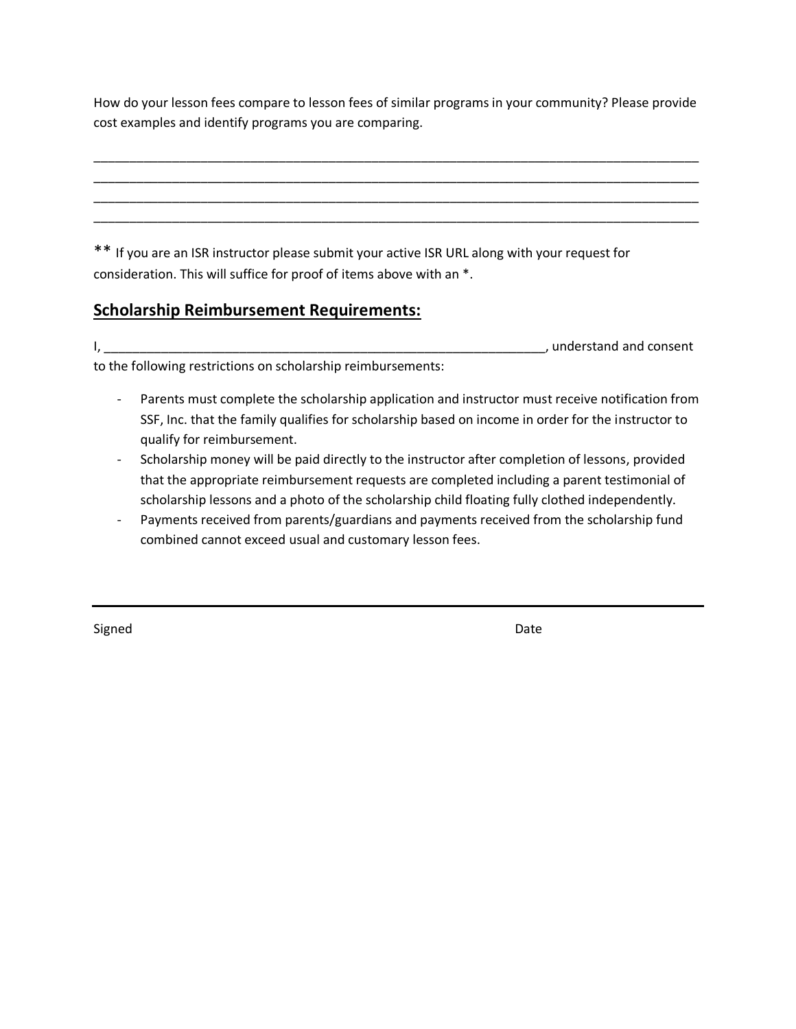How do your lesson fees compare to lesson fees of similar programs in your community? Please provide cost examples and identify programs you are comparing.

_______________________________________________________________________________________
_______________________________________________________________________________________
_______________________________________________________________________________________
_______________________________________________________________________________________

** If you are an ISR instructor please submit your active ISR URL along with your request for consideration. This will suffice for proof of items above with an *.

## Scholarship Reimbursement Requirements:

I, _____________________________________________________________, understand and consent to the following restrictions on scholarship reimbursements:

- Parents must complete the scholarship application and instructor must receive notification from SSF, Inc. that the family qualifies for scholarship based on income in order for the instructor to qualify for reimbursement.
- Scholarship money will be paid directly to the instructor after completion of lessons, provided that the appropriate reimbursement requests are completed including a parent testimonial of scholarship lessons and a photo of the scholarship child floating fully clothed independently.
- Payments received from parents/guardians and payments received from the scholarship fund combined cannot exceed usual and customary lesson fees.

_______________________________________________________________________________________

Signed                                                                                    Date